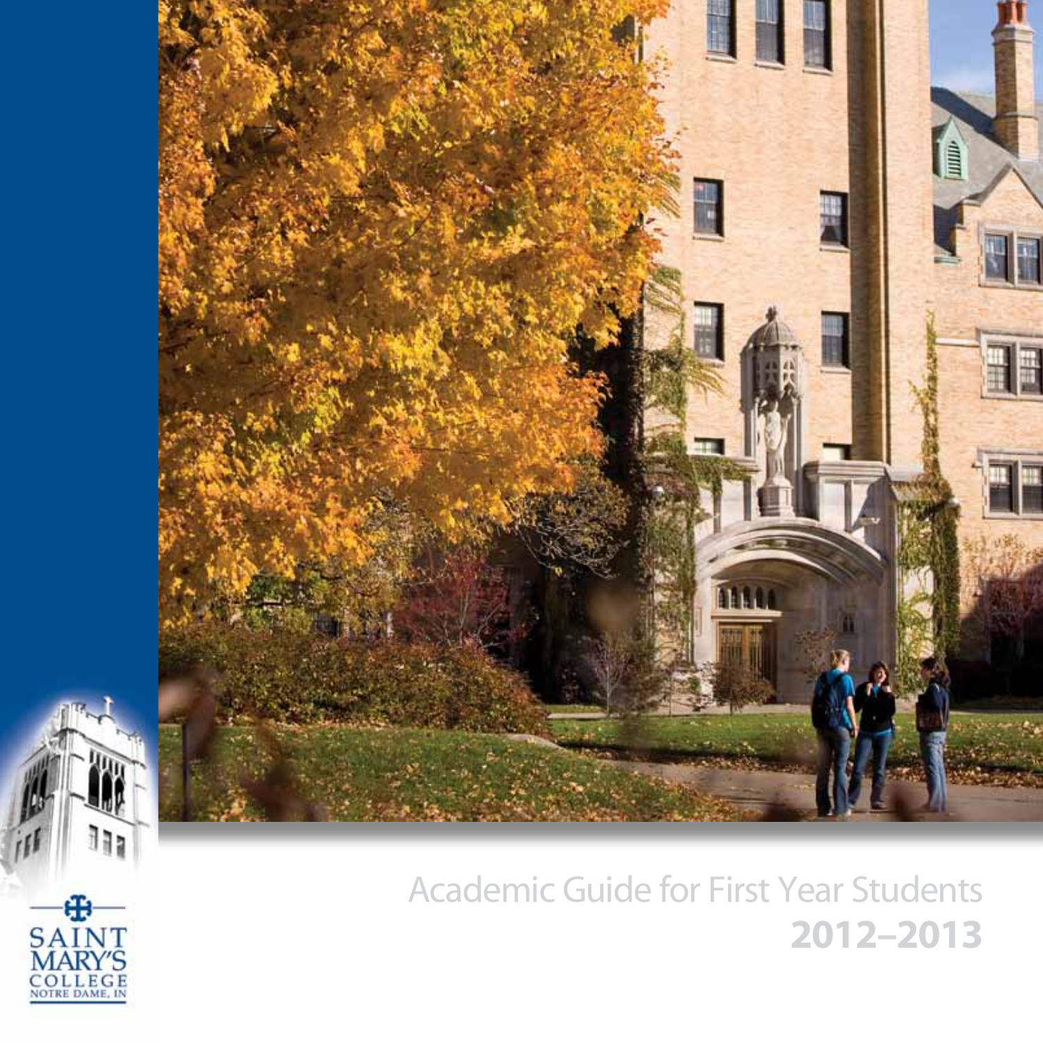SAINT MARY'S COLLEGE
NOTRE DAME, IN

# Academic Guide for First Year Students

## 2012–2013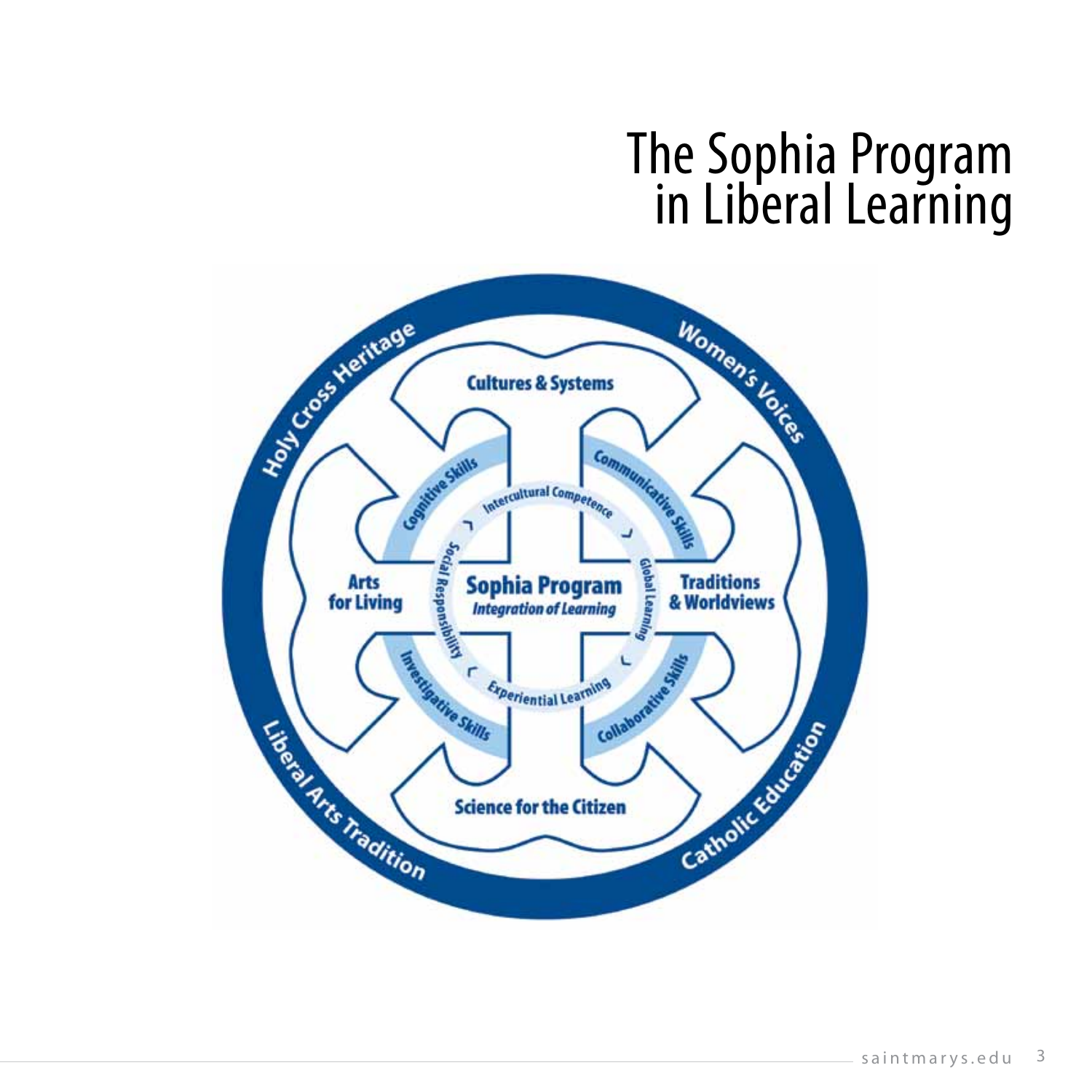# The Sophia Program in Liberal Learning

Holy Cross Heritage

Women's Voices

Liberal Arts Tradition

Catholic Education

Cultures & Systems

Arts for Living

Traditions & Worldviews

Science for the Citizen

Cognitive Skills

Communicative Skills

Investigative Skills

Collaborative Skills

Intercultural Competence

Social Responsibility

Global Learning

Experiential Learning

Sophia Program

*Integration of Learning*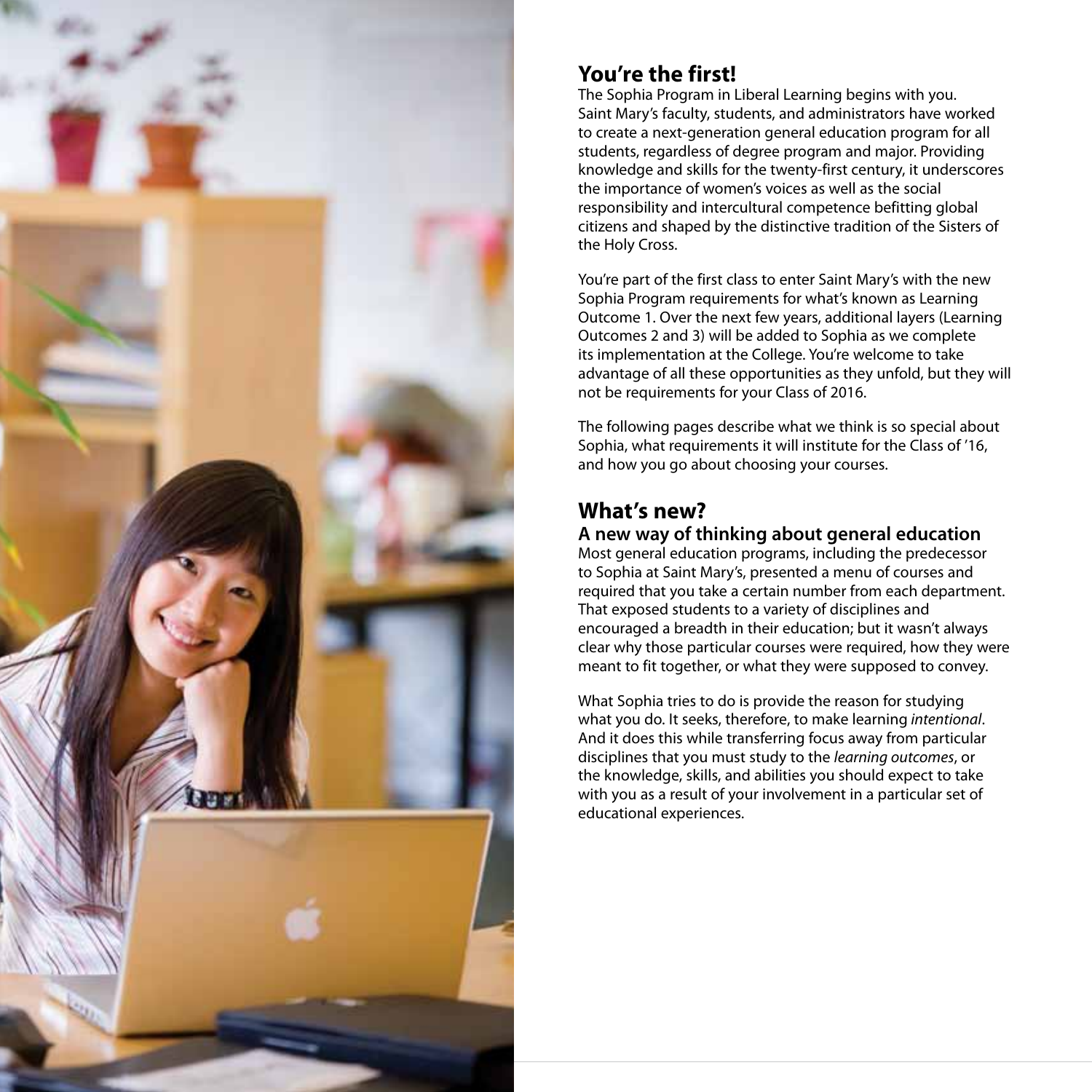## You're the first!

The Sophia Program in Liberal Learning begins with you. Saint Mary's faculty, students, and administrators have worked to create a next-generation general education program for all students, regardless of degree program and major. Providing knowledge and skills for the twenty-first century, it underscores the importance of women's voices as well as the social responsibility and intercultural competence befitting global citizens and shaped by the distinctive tradition of the Sisters of the Holy Cross.

You're part of the first class to enter Saint Mary's with the new Sophia Program requirements for what's known as Learning Outcome 1. Over the next few years, additional layers (Learning Outcomes 2 and 3) will be added to Sophia as we complete its implementation at the College. You're welcome to take advantage of all these opportunities as they unfold, but they will not be requirements for your Class of 2016.

The following pages describe what we think is so special about Sophia, what requirements it will institute for the Class of '16, and how you go about choosing your courses.

## What's new?

### A new way of thinking about general education

Most general education programs, including the predecessor to Sophia at Saint Mary's, presented a menu of courses and required that you take a certain number from each department. That exposed students to a variety of disciplines and encouraged a breadth in their education; but it wasn't always clear why those particular courses were required, how they were meant to fit together, or what they were supposed to convey.

What Sophia tries to do is provide the reason for studying what you do. It seeks, therefore, to make learning *intentional*. And it does this while transferring focus away from particular disciplines that you must study to the *learning outcomes*, or the knowledge, skills, and abilities you should expect to take with you as a result of your involvement in a particular set of educational experiences.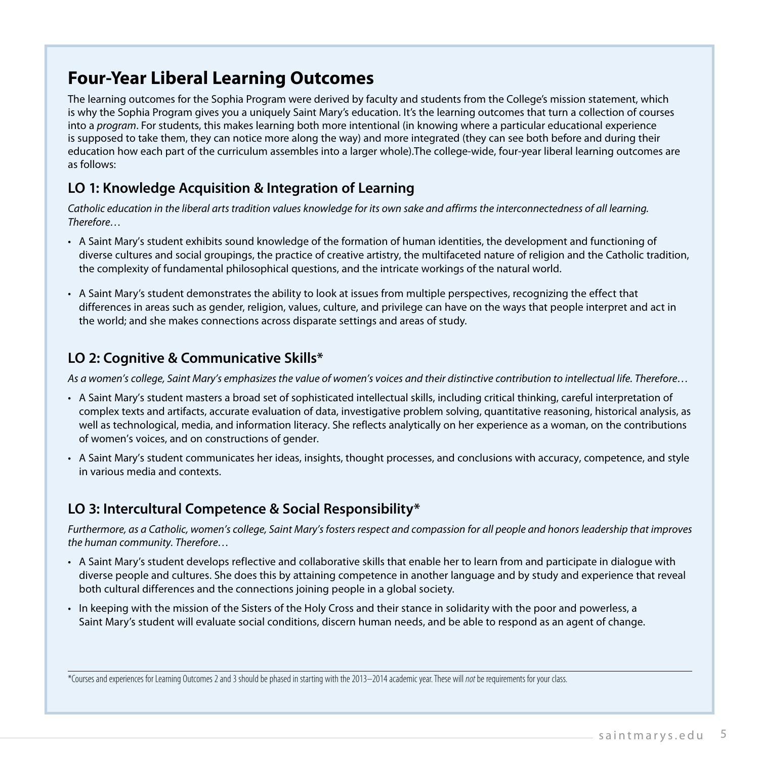## Four-Year Liberal Learning Outcomes

The learning outcomes for the Sophia Program were derived by faculty and students from the College's mission statement, which is why the Sophia Program gives you a uniquely Saint Mary's education. It's the learning outcomes that turn a collection of courses into a *program*. For students, this makes learning both more intentional (in knowing where a particular educational experience is supposed to take them, they can notice more along the way) and more integrated (they can see both before and during their education how each part of the curriculum assembles into a larger whole).The college-wide, four-year liberal learning outcomes are as follows:

### LO 1: Knowledge Acquisition & Integration of Learning

*Catholic education in the liberal arts tradition values knowledge for its own sake and affirms the interconnectedness of all learning. Therefore…*

- A Saint Mary's student exhibits sound knowledge of the formation of human identities, the development and functioning of diverse cultures and social groupings, the practice of creative artistry, the multifaceted nature of religion and the Catholic tradition, the complexity of fundamental philosophical questions, and the intricate workings of the natural world.
- A Saint Mary's student demonstrates the ability to look at issues from multiple perspectives, recognizing the effect that differences in areas such as gender, religion, values, culture, and privilege can have on the ways that people interpret and act in the world; and she makes connections across disparate settings and areas of study.

### LO 2: Cognitive & Communicative Skills*

*As a women's college, Saint Mary's emphasizes the value of women's voices and their distinctive contribution to intellectual life. Therefore…*

- A Saint Mary's student masters a broad set of sophisticated intellectual skills, including critical thinking, careful interpretation of complex texts and artifacts, accurate evaluation of data, investigative problem solving, quantitative reasoning, historical analysis, as well as technological, media, and information literacy. She reflects analytically on her experience as a woman, on the contributions of women's voices, and on constructions of gender.
- A Saint Mary's student communicates her ideas, insights, thought processes, and conclusions with accuracy, competence, and style in various media and contexts.

### LO 3: Intercultural Competence & Social Responsibility*

*Furthermore, as a Catholic, women's college, Saint Mary's fosters respect and compassion for all people and honors leadership that improves the human community. Therefore…*

- A Saint Mary's student develops reflective and collaborative skills that enable her to learn from and participate in dialogue with diverse people and cultures. She does this by attaining competence in another language and by study and experience that reveal both cultural differences and the connections joining people in a global society.
- In keeping with the mission of the Sisters of the Holy Cross and their stance in solidarity with the poor and powerless, a Saint Mary's student will evaluate social conditions, discern human needs, and be able to respond as an agent of change.

---

*Courses and experiences for Learning Outcomes 2 and 3 should be phased in starting with the 2013–2014 academic year. These will *not* be requirements for your class.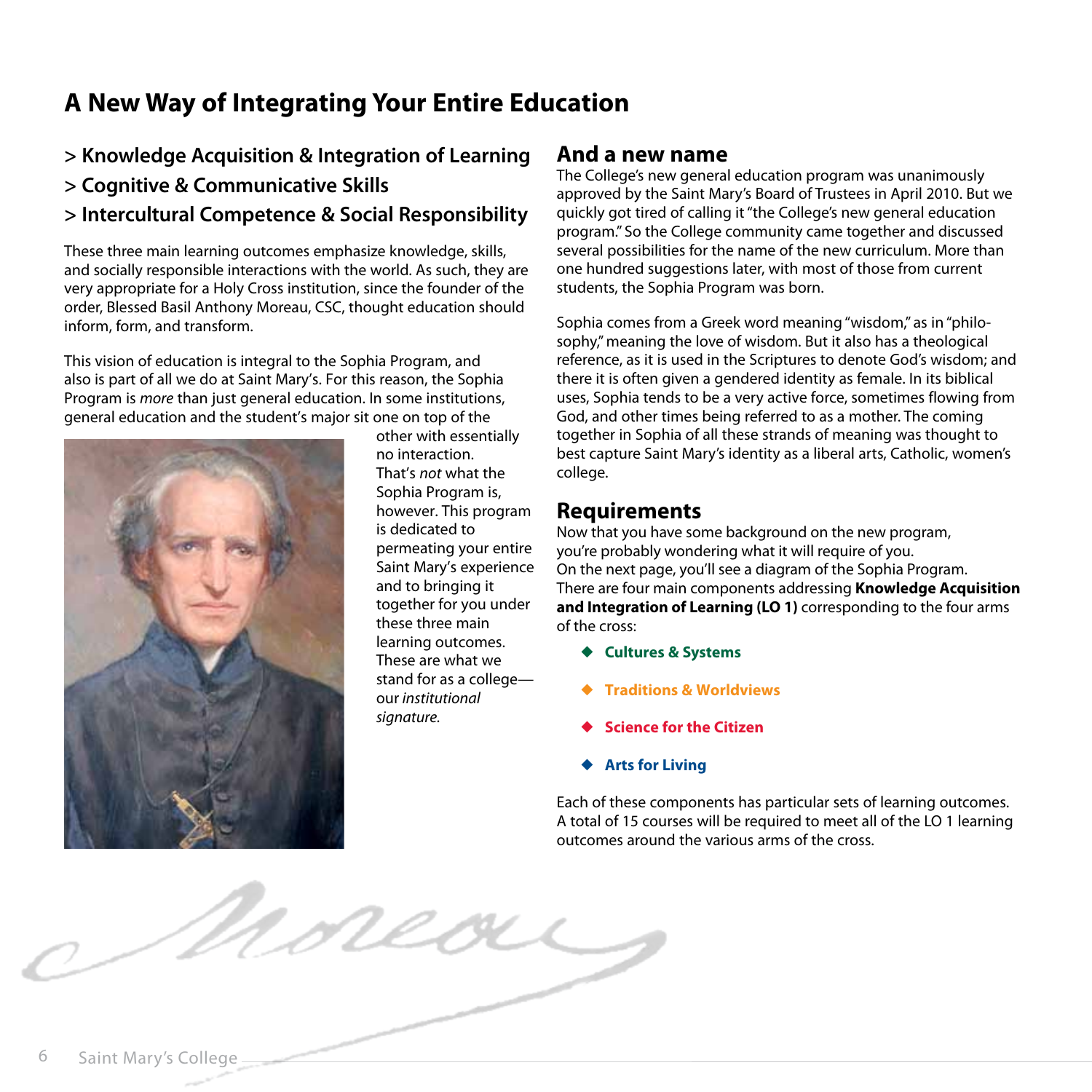# A New Way of Integrating Your Entire Education

### > Knowledge Acquisition & Integration of Learning
### > Cognitive & Communicative Skills
### > Intercultural Competence & Social Responsibility

These three main learning outcomes emphasize knowledge, skills, and socially responsible interactions with the world. As such, they are very appropriate for a Holy Cross institution, since the founder of the order, Blessed Basil Anthony Moreau, CSC, thought education should inform, form, and transform.

This vision of education is integral to the Sophia Program, and also is part of all we do at Saint Mary's. For this reason, the Sophia Program is *more* than just general education. In some institutions, general education and the student's major sit one on top of the other with essentially no interaction. That's *not* what the Sophia Program is, however. This program is dedicated to permeating your entire Saint Mary's experience and to bringing it together for you under these three main learning outcomes. These are what we stand for as a college—our *institutional signature.*

## And a new name

The College's new general education program was unanimously approved by the Saint Mary's Board of Trustees in April 2010. But we quickly got tired of calling it "the College's new general education program." So the College community came together and discussed several possibilities for the name of the new curriculum. More than one hundred suggestions later, with most of those from current students, the Sophia Program was born.

Sophia comes from a Greek word meaning "wisdom," as in "philosophy," meaning the love of wisdom. But it also has a theological reference, as it is used in the Scriptures to denote God's wisdom; and there it is often given a gendered identity as female. In its biblical uses, Sophia tends to be a very active force, sometimes flowing from God, and other times being referred to as a mother. The coming together in Sophia of all these strands of meaning was thought to best capture Saint Mary's identity as a liberal arts, Catholic, women's college.

## Requirements

Now that you have some background on the new program, you're probably wondering what it will require of you. On the next page, you'll see a diagram of the Sophia Program. There are four main components addressing **Knowledge Acquisition and Integration of Learning (LO 1)** corresponding to the four arms of the cross:

- **Cultures & Systems**
- **Traditions & Worldviews**
- **Science for the Citizen**
- **Arts for Living**

Each of these components has particular sets of learning outcomes. A total of 15 courses will be required to meet all of the LO 1 learning outcomes around the various arms of the cross.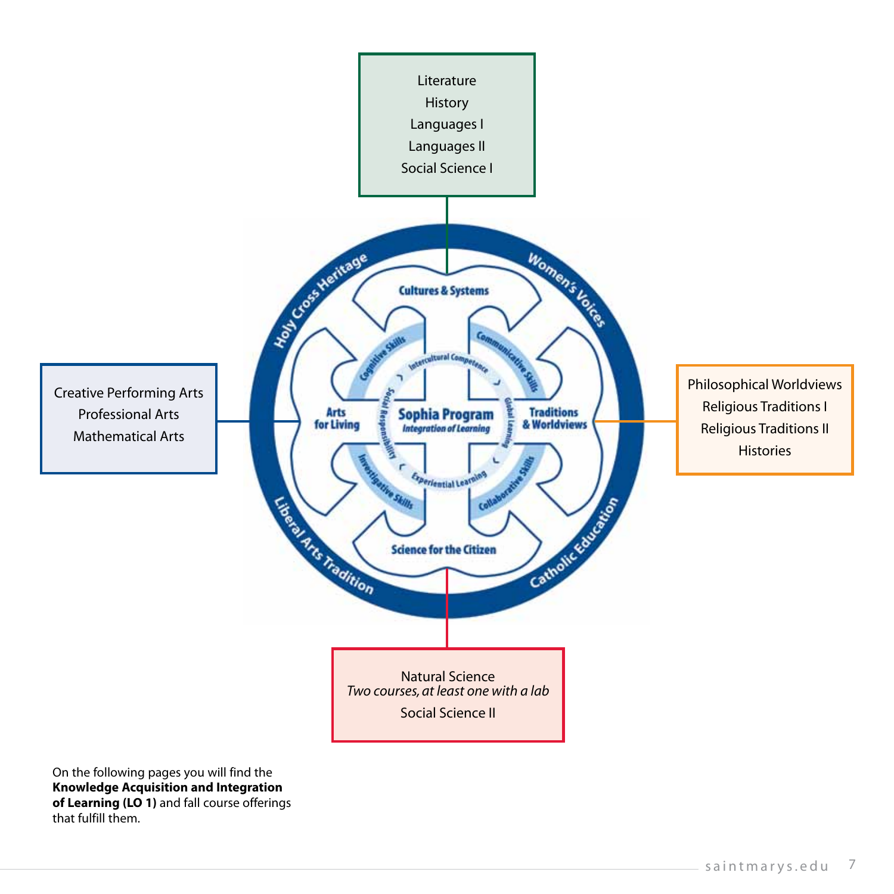Literature
History
Languages I
Languages II
Social Science I

Holy Cross Heritage
Women's Voices
Liberal Arts Tradition
Catholic Education

Cultures & Systems
Arts for Living
Traditions & Worldviews
Science for the Citizen

Cognitive Skills
Communicative Skills
Investigative Skills
Collaborative Skills

Intercultural Competence
Social Responsibility
Global Learning
Experiential Learning

Sophia Program
*Integration of Learning*

Creative Performing Arts
Professional Arts
Mathematical Arts

Philosophical Worldviews
Religious Traditions I
Religious Traditions II
Histories

Natural Science
*Two courses, at least one with a lab*
Social Science II

On the following pages you will find the **Knowledge Acquisition and Integration of Learning (LO 1)** and fall course offerings that fulfill them.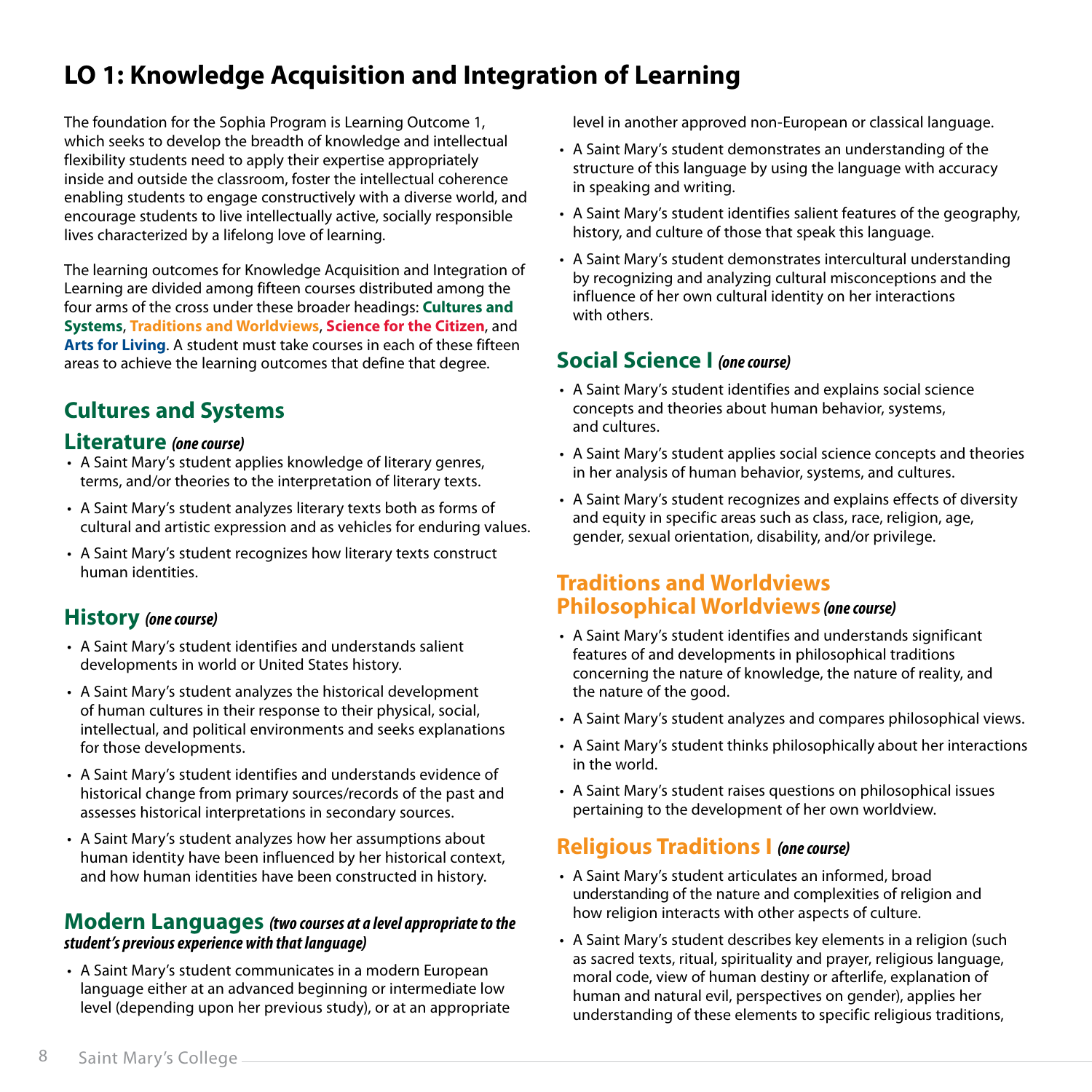# LO 1: Knowledge Acquisition and Integration of Learning

The foundation for the Sophia Program is Learning Outcome 1, which seeks to develop the breadth of knowledge and intellectual flexibility students need to apply their expertise appropriately inside and outside the classroom, foster the intellectual coherence enabling students to engage constructively with a diverse world, and encourage students to live intellectually active, socially responsible lives characterized by a lifelong love of learning.

The learning outcomes for Knowledge Acquisition and Integration of Learning are divided among fifteen courses distributed among the four arms of the cross under these broader headings: **Cultures and Systems**, **Traditions and Worldviews**, **Science for the Citizen**, and **Arts for Living**. A student must take courses in each of these fifteen areas to achieve the learning outcomes that define that degree.

## Cultures and Systems

### Literature *(one course)*

- A Saint Mary's student applies knowledge of literary genres, terms, and/or theories to the interpretation of literary texts.
- A Saint Mary's student analyzes literary texts both as forms of cultural and artistic expression and as vehicles for enduring values.
- A Saint Mary's student recognizes how literary texts construct human identities.

### History *(one course)*

- A Saint Mary's student identifies and understands salient developments in world or United States history.
- A Saint Mary's student analyzes the historical development of human cultures in their response to their physical, social, intellectual, and political environments and seeks explanations for those developments.
- A Saint Mary's student identifies and understands evidence of historical change from primary sources/records of the past and assesses historical interpretations in secondary sources.
- A Saint Mary's student analyzes how her assumptions about human identity have been influenced by her historical context, and how human identities have been constructed in history.

### Modern Languages *(two courses at a level appropriate to the student's previous experience with that language)*

- A Saint Mary's student communicates in a modern European language either at an advanced beginning or intermediate low level (depending upon her previous study), or at an appropriate level in another approved non-European or classical language.
- A Saint Mary's student demonstrates an understanding of the structure of this language by using the language with accuracy in speaking and writing.
- A Saint Mary's student identifies salient features of the geography, history, and culture of those that speak this language.
- A Saint Mary's student demonstrates intercultural understanding by recognizing and analyzing cultural misconceptions and the influence of her own cultural identity on her interactions with others.

### Social Science I *(one course)*

- A Saint Mary's student identifies and explains social science concepts and theories about human behavior, systems, and cultures.
- A Saint Mary's student applies social science concepts and theories in her analysis of human behavior, systems, and cultures.
- A Saint Mary's student recognizes and explains effects of diversity and equity in specific areas such as class, race, religion, age, gender, sexual orientation, disability, and/or privilege.

## Traditions and Worldviews

### Philosophical Worldviews *(one course)*

- A Saint Mary's student identifies and understands significant features of and developments in philosophical traditions concerning the nature of knowledge, the nature of reality, and the nature of the good.
- A Saint Mary's student analyzes and compares philosophical views.
- A Saint Mary's student thinks philosophically about her interactions in the world.
- A Saint Mary's student raises questions on philosophical issues pertaining to the development of her own worldview.

### Religious Traditions I *(one course)*

- A Saint Mary's student articulates an informed, broad understanding of the nature and complexities of religion and how religion interacts with other aspects of culture.
- A Saint Mary's student describes key elements in a religion (such as sacred texts, ritual, spirituality and prayer, religious language, moral code, view of human destiny or afterlife, explanation of human and natural evil, perspectives on gender), applies her understanding of these elements to specific religious traditions,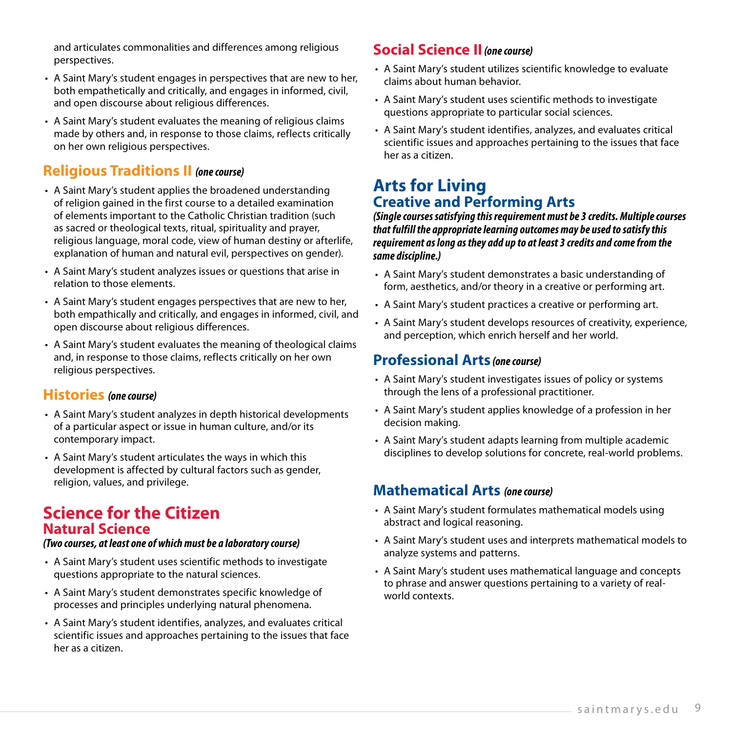and articulates commonalities and differences among religious perspectives.

- A Saint Mary's student engages in perspectives that are new to her, both empathetically and critically, and engages in informed, civil, and open discourse about religious differences.
- A Saint Mary's student evaluates the meaning of religious claims made by others and, in response to those claims, reflects critically on her own religious perspectives.

### Religious Traditions II *(one course)*

- A Saint Mary's student applies the broadened understanding of religion gained in the first course to a detailed examination of elements important to the Catholic Christian tradition (such as sacred or theological texts, ritual, spirituality and prayer, religious language, moral code, view of human destiny or afterlife, explanation of human and natural evil, perspectives on gender).
- A Saint Mary's student analyzes issues or questions that arise in relation to those elements.
- A Saint Mary's student engages perspectives that are new to her, both empathically and critically, and engages in informed, civil, and open discourse about religious differences.
- A Saint Mary's student evaluates the meaning of theological claims and, in response to those claims, reflects critically on her own religious perspectives.

### Histories *(one course)*

- A Saint Mary's student analyzes in depth historical developments of a particular aspect or issue in human culture, and/or its contemporary impact.
- A Saint Mary's student articulates the ways in which this development is affected by cultural factors such as gender, religion, values, and privilege.

## Science for the Citizen

### Natural Science

***(Two courses, at least one of which must be a laboratory course)***

- A Saint Mary's student uses scientific methods to investigate questions appropriate to the natural sciences.
- A Saint Mary's student demonstrates specific knowledge of processes and principles underlying natural phenomena.
- A Saint Mary's student identifies, analyzes, and evaluates critical scientific issues and approaches pertaining to the issues that face her as a citizen.

### Social Science II *(one course)*

- A Saint Mary's student utilizes scientific knowledge to evaluate claims about human behavior.
- A Saint Mary's student uses scientific methods to investigate questions appropriate to particular social sciences.
- A Saint Mary's student identifies, analyzes, and evaluates critical scientific issues and approaches pertaining to the issues that face her as a citizen.

## Arts for Living

### Creative and Performing Arts

***(Single courses satisfying this requirement must be 3 credits. Multiple courses that fulfill the appropriate learning outcomes may be used to satisfy this requirement as long as they add up to at least 3 credits and come from the same discipline.)***

- A Saint Mary's student demonstrates a basic understanding of form, aesthetics, and/or theory in a creative or performing art.
- A Saint Mary's student practices a creative or performing art.
- A Saint Mary's student develops resources of creativity, experience, and perception, which enrich herself and her world.

### Professional Arts *(one course)*

- A Saint Mary's student investigates issues of policy or systems through the lens of a professional practitioner.
- A Saint Mary's student applies knowledge of a profession in her decision making.
- A Saint Mary's student adapts learning from multiple academic disciplines to develop solutions for concrete, real-world problems.

### Mathematical Arts *(one course)*

- A Saint Mary's student formulates mathematical models using abstract and logical reasoning.
- A Saint Mary's student uses and interprets mathematical models to analyze systems and patterns.
- A Saint Mary's student uses mathematical language and concepts to phrase and answer questions pertaining to a variety of real-world contexts.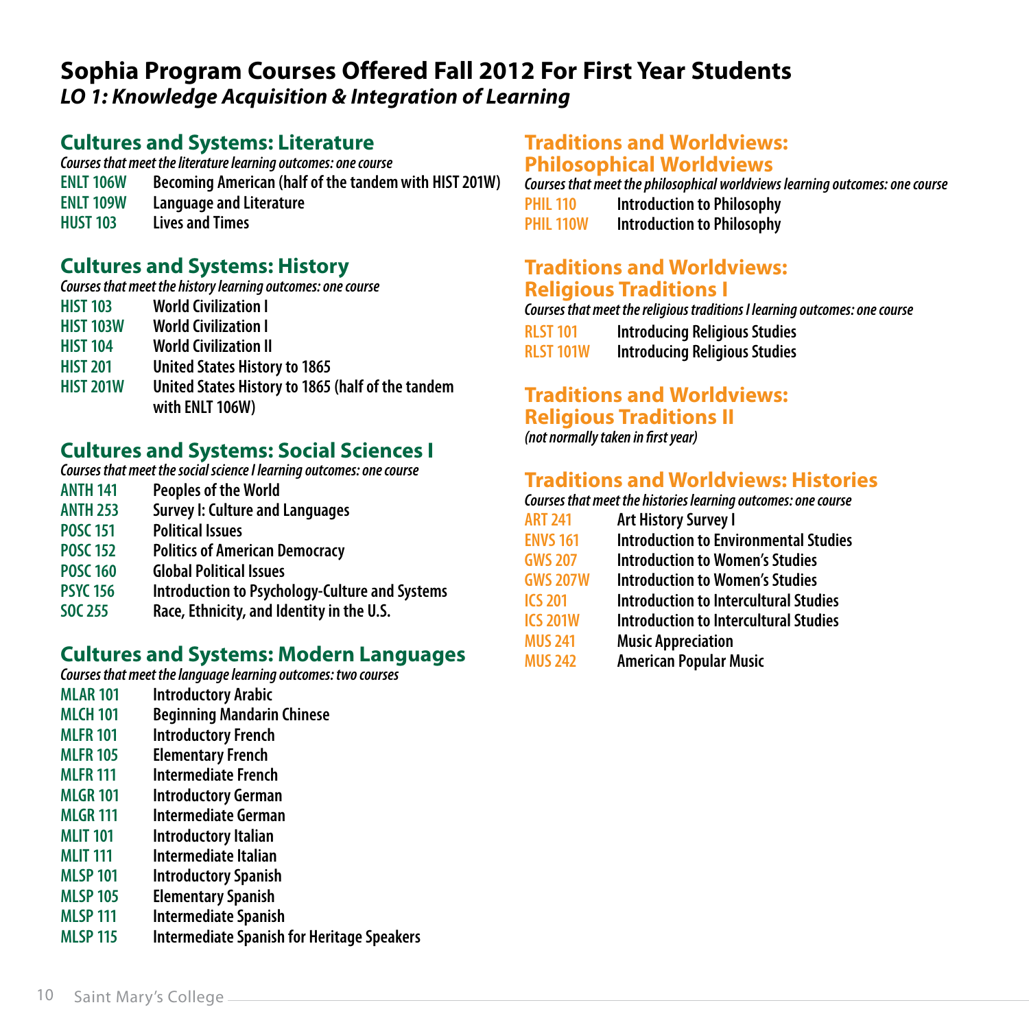# Sophia Program Courses Offered Fall 2012 For First Year Students

***LO 1: Knowledge Acquisition & Integration of Learning***

## Cultures and Systems: Literature

*Courses that meet the literature learning outcomes: one course*

| | |
|---|---|
| ENLT 106W | Becoming American (half of the tandem with HIST 201W) |
| ENLT 109W | Language and Literature |
| HUST 103 | Lives and Times |

## Cultures and Systems: History

*Courses that meet the history learning outcomes: one course*

| | |
|---|---|
| HIST 103 | World Civilization I |
| HIST 103W | World Civilization I |
| HIST 104 | World Civilization II |
| HIST 201 | United States History to 1865 |
| HIST 201W | United States History to 1865 (half of the tandem with ENLT 106W) |

## Cultures and Systems: Social Sciences I

*Courses that meet the social science I learning outcomes: one course*

| | |
|---|---|
| ANTH 141 | Peoples of the World |
| ANTH 253 | Survey I: Culture and Languages |
| POSC 151 | Political Issues |
| POSC 152 | Politics of American Democracy |
| POSC 160 | Global Political Issues |
| PSYC 156 | Introduction to Psychology-Culture and Systems |
| SOC 255 | Race, Ethnicity, and Identity in the U.S. |

## Cultures and Systems: Modern Languages

*Courses that meet the language learning outcomes: two courses*

| | |
|---|---|
| MLAR 101 | Introductory Arabic |
| MLCH 101 | Beginning Mandarin Chinese |
| MLFR 101 | Introductory French |
| MLFR 105 | Elementary French |
| MLFR 111 | Intermediate French |
| MLGR 101 | Introductory German |
| MLGR 111 | Intermediate German |
| MLIT 101 | Introductory Italian |
| MLIT 111 | Intermediate Italian |
| MLSP 101 | Introductory Spanish |
| MLSP 105 | Elementary Spanish |
| MLSP 111 | Intermediate Spanish |
| MLSP 115 | Intermediate Spanish for Heritage Speakers |

## Traditions and Worldviews: Philosophical Worldviews

*Courses that meet the philosophical worldviews learning outcomes: one course*

| | |
|---|---|
| PHIL 110 | Introduction to Philosophy |
| PHIL 110W | Introduction to Philosophy |

## Traditions and Worldviews: Religious Traditions I

*Courses that meet the religious traditions I learning outcomes: one course*

| | |
|---|---|
| RLST 101 | Introducing Religious Studies |
| RLST 101W | Introducing Religious Studies |

## Traditions and Worldviews: Religious Traditions II

*(not normally taken in first year)*

## Traditions and Worldviews: Histories

*Courses that meet the histories learning outcomes: one course*

| | |
|---|---|
| ART 241 | Art History Survey I |
| ENVS 161 | Introduction to Environmental Studies |
| GWS 207 | Introduction to Women's Studies |
| GWS 207W | Introduction to Women's Studies |
| ICS 201 | Introduction to Intercultural Studies |
| ICS 201W | Introduction to Intercultural Studies |
| MUS 241 | Music Appreciation |
| MUS 242 | American Popular Music |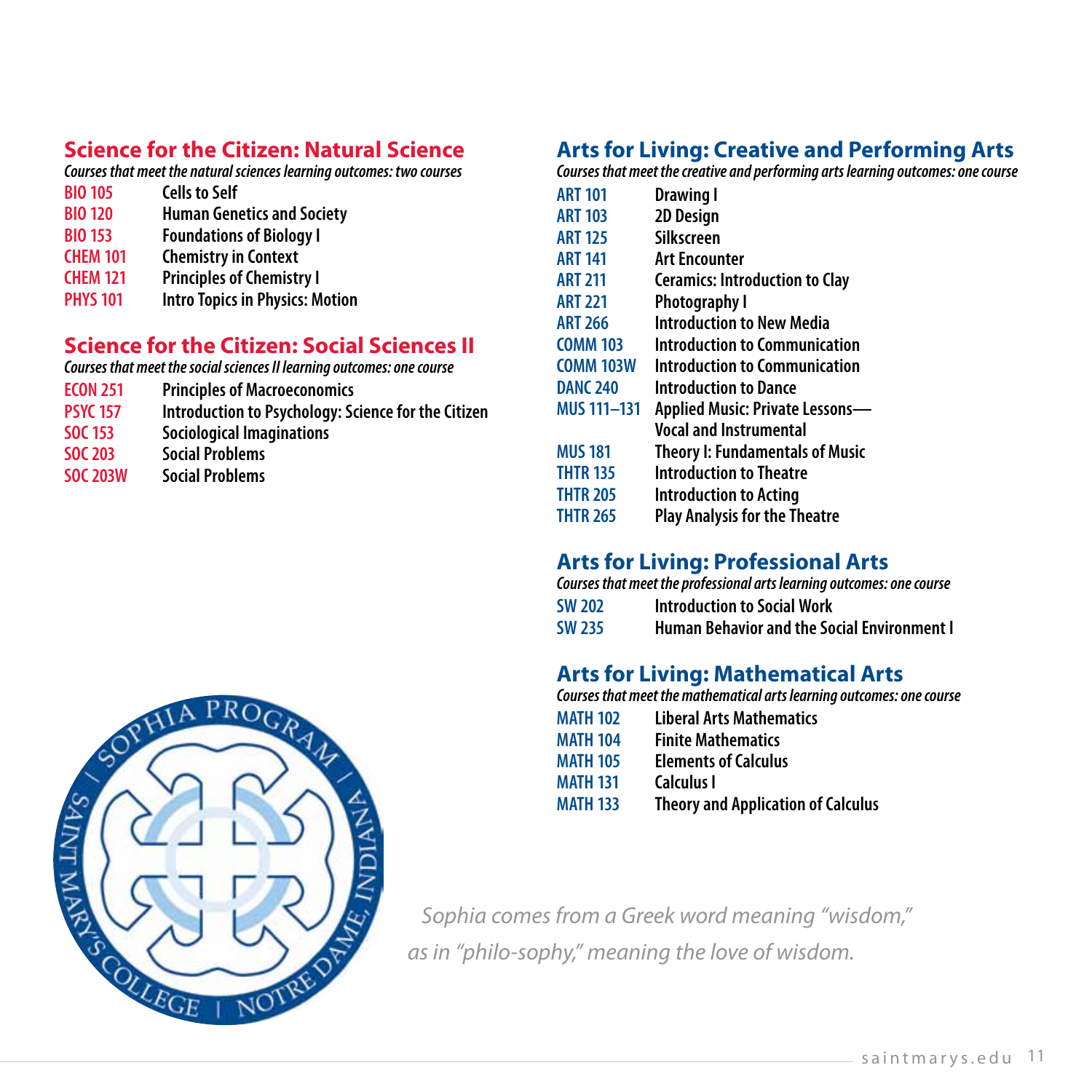## Science for the Citizen: Natural Science

*Courses that meet the natural sciences learning outcomes: two courses*

| | |
|---|---|
| BIO 105 | Cells to Self |
| BIO 120 | Human Genetics and Society |
| BIO 153 | Foundations of Biology I |
| CHEM 101 | Chemistry in Context |
| CHEM 121 | Principles of Chemistry I |
| PHYS 101 | Intro Topics in Physics: Motion |

## Science for the Citizen: Social Sciences II

*Courses that meet the social sciences II learning outcomes: one course*

| | |
|---|---|
| ECON 251 | Principles of Macroeconomics |
| PSYC 157 | Introduction to Psychology: Science for the Citizen |
| SOC 153 | Sociological Imaginations |
| SOC 203 | Social Problems |
| SOC 203W | Social Problems |

## Arts for Living: Creative and Performing Arts

*Courses that meet the creative and performing arts learning outcomes: one course*

| | |
|---|---|
| ART 101 | Drawing I |
| ART 103 | 2D Design |
| ART 125 | Silkscreen |
| ART 141 | Art Encounter |
| ART 211 | Ceramics: Introduction to Clay |
| ART 221 | Photography I |
| ART 266 | Introduction to New Media |
| COMM 103 | Introduction to Communication |
| COMM 103W | Introduction to Communication |
| DANC 240 | Introduction to Dance |
| MUS 111–131 | Applied Music: Private Lessons—Vocal and Instrumental |
| MUS 181 | Theory I: Fundamentals of Music |
| THTR 135 | Introduction to Theatre |
| THTR 205 | Introduction to Acting |
| THTR 265 | Play Analysis for the Theatre |

## Arts for Living: Professional Arts

*Courses that meet the professional arts learning outcomes: one course*

| | |
|---|---|
| SW 202 | Introduction to Social Work |
| SW 235 | Human Behavior and the Social Environment I |

## Arts for Living: Mathematical Arts

*Courses that meet the mathematical arts learning outcomes: one course*

| | |
|---|---|
| MATH 102 | Liberal Arts Mathematics |
| MATH 104 | Finite Mathematics |
| MATH 105 | Elements of Calculus |
| MATH 131 | Calculus I |
| MATH 133 | Theory and Application of Calculus |

SOPHIA PROGRAM | SAINT MARY'S COLLEGE | NOTRE DAME, INDIANA

*Sophia comes from a Greek word meaning "wisdom," as in "philo-sophy," meaning the love of wisdom.*